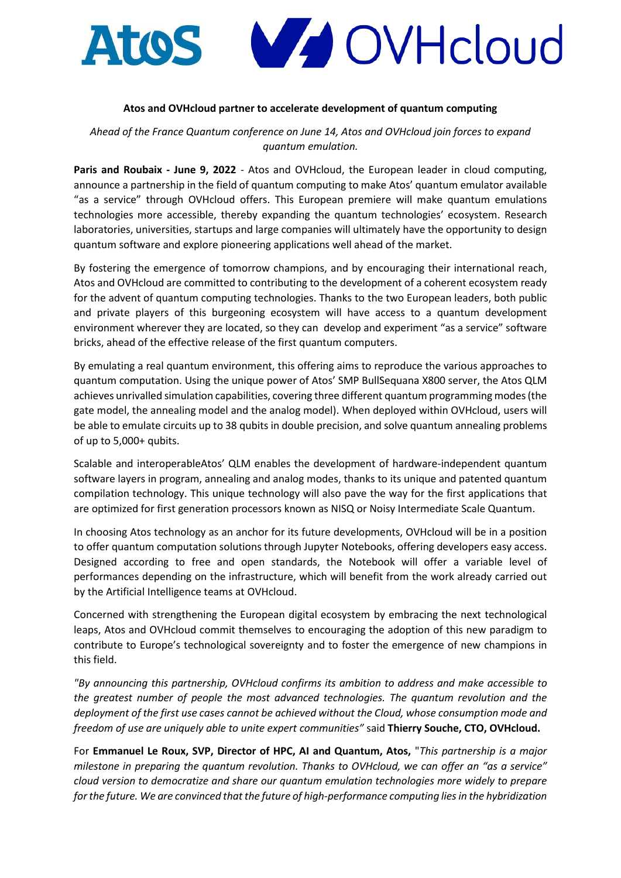# Atos and OVHcloud partner to accelerate development of quantum computing

*Ahead of the France Quantum conference on June 14, Atos and OVHcloud join forces to expand quantum emulation.*

**Paris and Roubaix - June 9, 2022** - Atos and OVHcloud, the European leader in cloud computing, announce a partnership in the field of quantum computing to make Atos' quantum emulator available "as a service" through OVHcloud offers. This European premiere will make quantum emulations technologies more accessible, thereby expanding the quantum technologies' ecosystem. Research laboratories, universities, startups and large companies will ultimately have the opportunity to design quantum software and explore pioneering applications well ahead of the market.

By fostering the emergence of tomorrow champions, and by encouraging their international reach, Atos and OVHcloud are committed to contributing to the development of a coherent ecosystem ready for the advent of quantum computing technologies. Thanks to the two European leaders, both public and private players of this burgeoning ecosystem will have access to a quantum development environment wherever they are located, so they can develop and experiment "as a service" software bricks, ahead of the effective release of the first quantum computers.

By emulating a real quantum environment, this offering aims to reproduce the various approaches to quantum computation. Using the unique power of Atos' SMP BullSequana X800 server, the Atos QLM achieves unrivalled simulation capabilities, covering three different quantum programming modes (the gate model, the annealing model and the analog model). When deployed within OVHcloud, users will be able to emulate circuits up to 38 qubits in double precision, and solve quantum annealing problems of up to 5,000+ qubits.

Scalable and interoperableAtos' QLM enables the development of hardware-independent quantum software layers in program, annealing and analog modes, thanks to its unique and patented quantum compilation technology. This unique technology will also pave the way for the first applications that are optimized for first generation processors known as NISQ or Noisy Intermediate Scale Quantum.

In choosing Atos technology as an anchor for its future developments, OVHcloud will be in a position to offer quantum computation solutions through Jupyter Notebooks, offering developers easy access. Designed according to free and open standards, the Notebook will offer a variable level of performances depending on the infrastructure, which will benefit from the work already carried out by the Artificial Intelligence teams at OVHcloud.

Concerned with strengthening the European digital ecosystem by embracing the next technological leaps, Atos and OVHcloud commit themselves to encouraging the adoption of this new paradigm to contribute to Europe's technological sovereignty and to foster the emergence of new champions in this field.

*"By announcing this partnership, OVHcloud confirms its ambition to address and make accessible to the greatest number of people the most advanced technologies. The quantum revolution and the deployment of the first use cases cannot be achieved without the Cloud, whose consumption mode and freedom of use are uniquely able to unite expert communities"* said **Thierry Souche, CTO, OVHcloud.**

For **Emmanuel Le Roux, SVP, Director of HPC, AI and Quantum, Atos,** "*This partnership is a major milestone in preparing the quantum revolution. Thanks to OVHcloud, we can offer an "as a service" cloud version to democratize and share our quantum emulation technologies more widely to prepare for the future. We are convinced that the future of high-performance computing lies in the hybridization*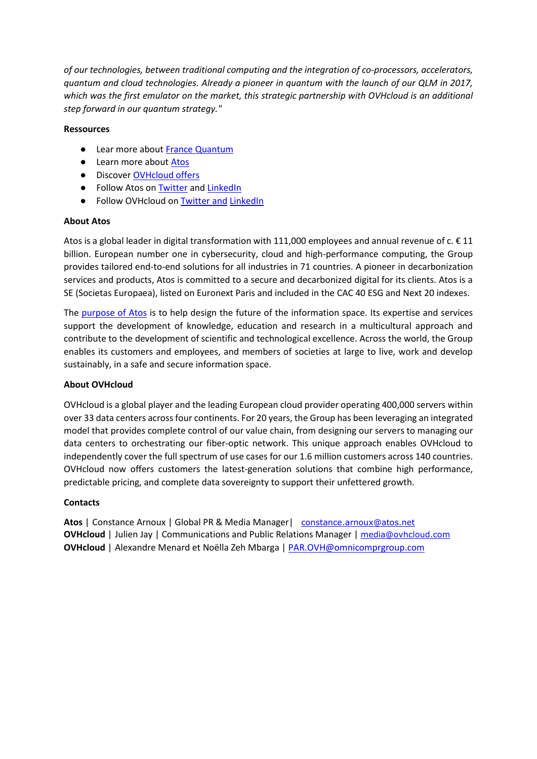*of our technologies, between traditional computing and the integration of co-processors, accelerators, quantum and cloud technologies. Already a pioneer in quantum with the launch of our QLM in 2017, which was the first emulator on the market, this strategic partnership with OVHcloud is an additional step forward in our quantum strategy."*

**Ressources**

- Lear more about France Quantum
- Learn more about Atos
- Discover OVHcloud offers
- Follow Atos on Twitter and LinkedIn
- Follow OVHcloud on Twitter and LinkedIn

**About Atos**

Atos is a global leader in digital transformation with 111,000 employees and annual revenue of c. € 11 billion. European number one in cybersecurity, cloud and high-performance computing, the Group provides tailored end-to-end solutions for all industries in 71 countries. A pioneer in decarbonization services and products, Atos is committed to a secure and decarbonized digital for its clients. Atos is a SE (Societas Europaea), listed on Euronext Paris and included in the CAC 40 ESG and Next 20 indexes.

The purpose of Atos is to help design the future of the information space. Its expertise and services support the development of knowledge, education and research in a multicultural approach and contribute to the development of scientific and technological excellence. Across the world, the Group enables its customers and employees, and members of societies at large to live, work and develop sustainably, in a safe and secure information space.

**About OVHcloud**

OVHcloud is a global player and the leading European cloud provider operating 400,000 servers within over 33 data centers across four continents. For 20 years, the Group has been leveraging an integrated model that provides complete control of our value chain, from designing our servers to managing our data centers to orchestrating our fiber-optic network. This unique approach enables OVHcloud to independently cover the full spectrum of use cases for our 1.6 million customers across 140 countries. OVHcloud now offers customers the latest-generation solutions that combine high performance, predictable pricing, and complete data sovereignty to support their unfettered growth.

**Contacts**

**Atos** | Constance Arnoux | Global PR & Media Manager | constance.arnoux@atos.net
**OVHcloud** | Julien Jay | Communications and Public Relations Manager | media@ovhcloud.com
**OVHcloud** | Alexandre Menard et Noëlla Zeh Mbarga | PAR.OVH@omnicomprgroup.com